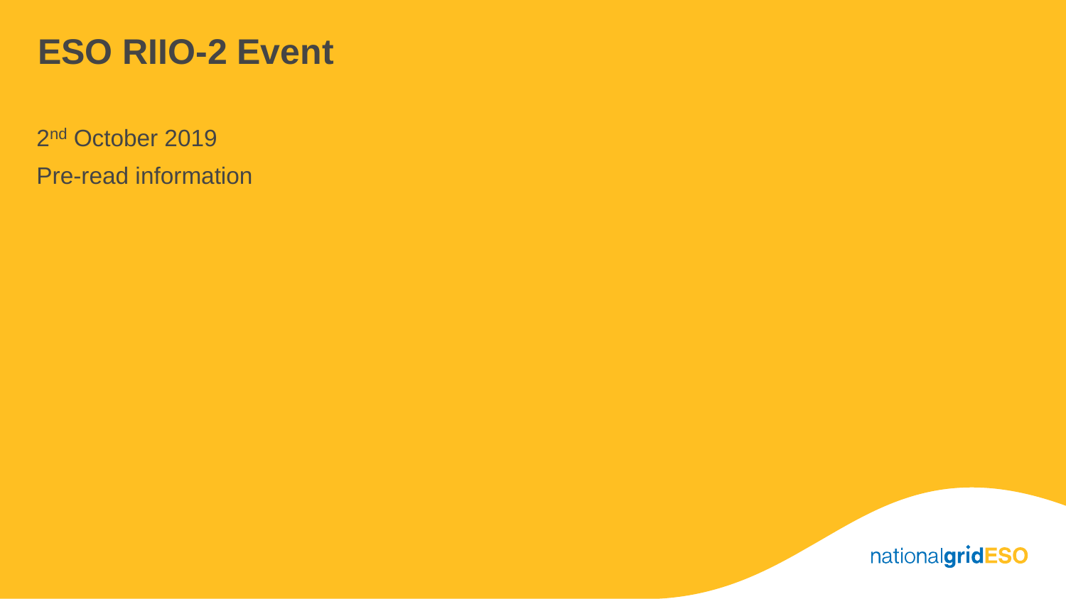# ESO RIIO-2 Event

2nd October 2019

Pre-read information

nationalgridESO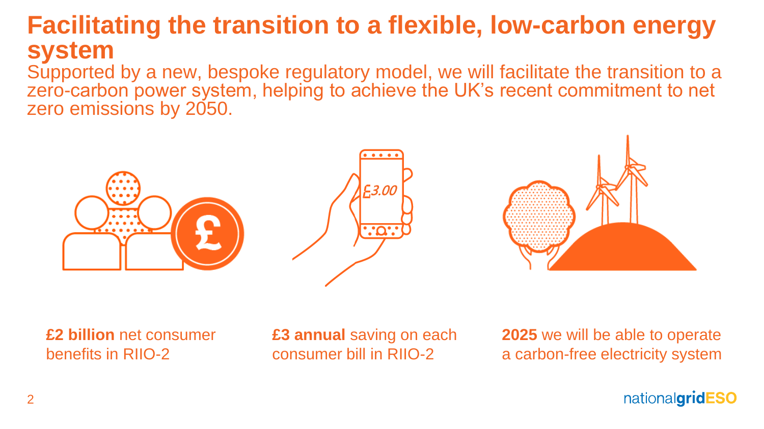# Facilitating the transition to a flexible, low-carbon energy system

Supported by a new, bespoke regulatory model, we will facilitate the transition to a zero-carbon power system, helping to achieve the UK's recent commitment to net zero emissions by 2050.

**£2 billion** net consumer benefits in RIIO-2

**£3 annual** saving on each consumer bill in RIIO-2

**2025** we will be able to operate a carbon-free electricity system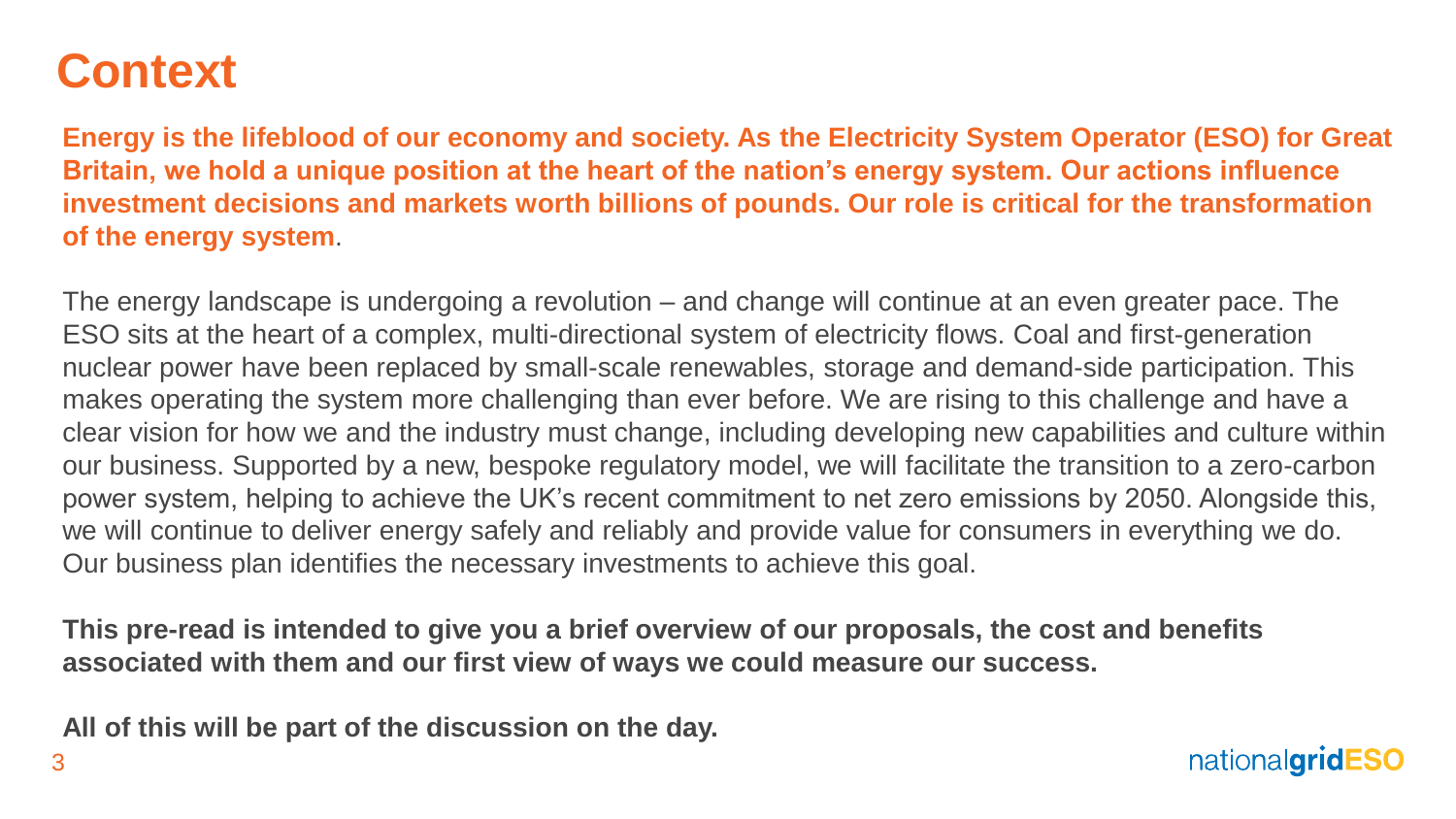# Context

**Energy is the lifeblood of our economy and society. As the Electricity System Operator (ESO) for Great Britain, we hold a unique position at the heart of the nation's energy system. Our actions influence investment decisions and markets worth billions of pounds. Our role is critical for the transformation of the energy system**.

The energy landscape is undergoing a revolution – and change will continue at an even greater pace. The ESO sits at the heart of a complex, multi-directional system of electricity flows. Coal and first-generation nuclear power have been replaced by small-scale renewables, storage and demand-side participation. This makes operating the system more challenging than ever before. We are rising to this challenge and have a clear vision for how we and the industry must change, including developing new capabilities and culture within our business. Supported by a new, bespoke regulatory model, we will facilitate the transition to a zero-carbon power system, helping to achieve the UK's recent commitment to net zero emissions by 2050. Alongside this, we will continue to deliver energy safely and reliably and provide value for consumers in everything we do. Our business plan identifies the necessary investments to achieve this goal.

**This pre-read is intended to give you a brief overview of our proposals, the cost and benefits associated with them and our first view of ways we could measure our success.**

**All of this will be part of the discussion on the day.**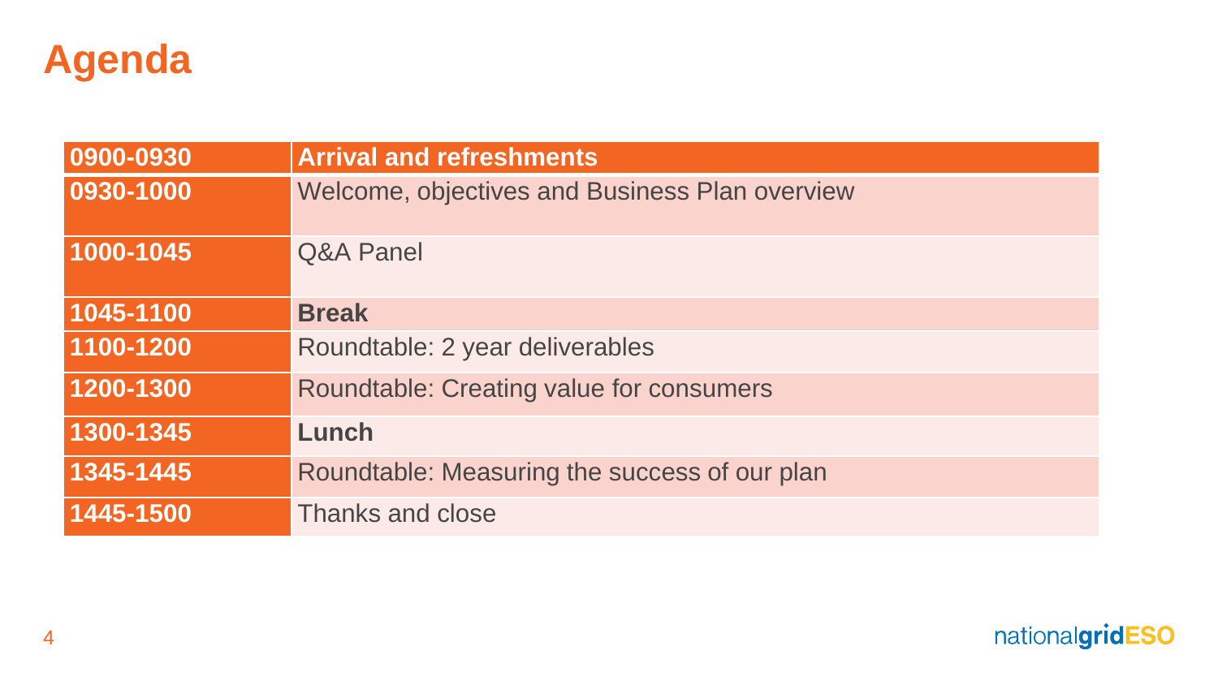# Agenda

| 0900-0930 | **Arrival and refreshments** |
|---|---|
| 0930-1000 | Welcome, objectives and Business Plan overview |
| 1000-1045 | Q&A Panel |
| 1045-1100 | **Break** |
| 1100-1200 | Roundtable: 2 year deliverables |
| 1200-1300 | Roundtable: Creating value for consumers |
| 1300-1345 | **Lunch** |
| 1345-1445 | Roundtable: Measuring the success of our plan |
| 1445-1500 | Thanks and close |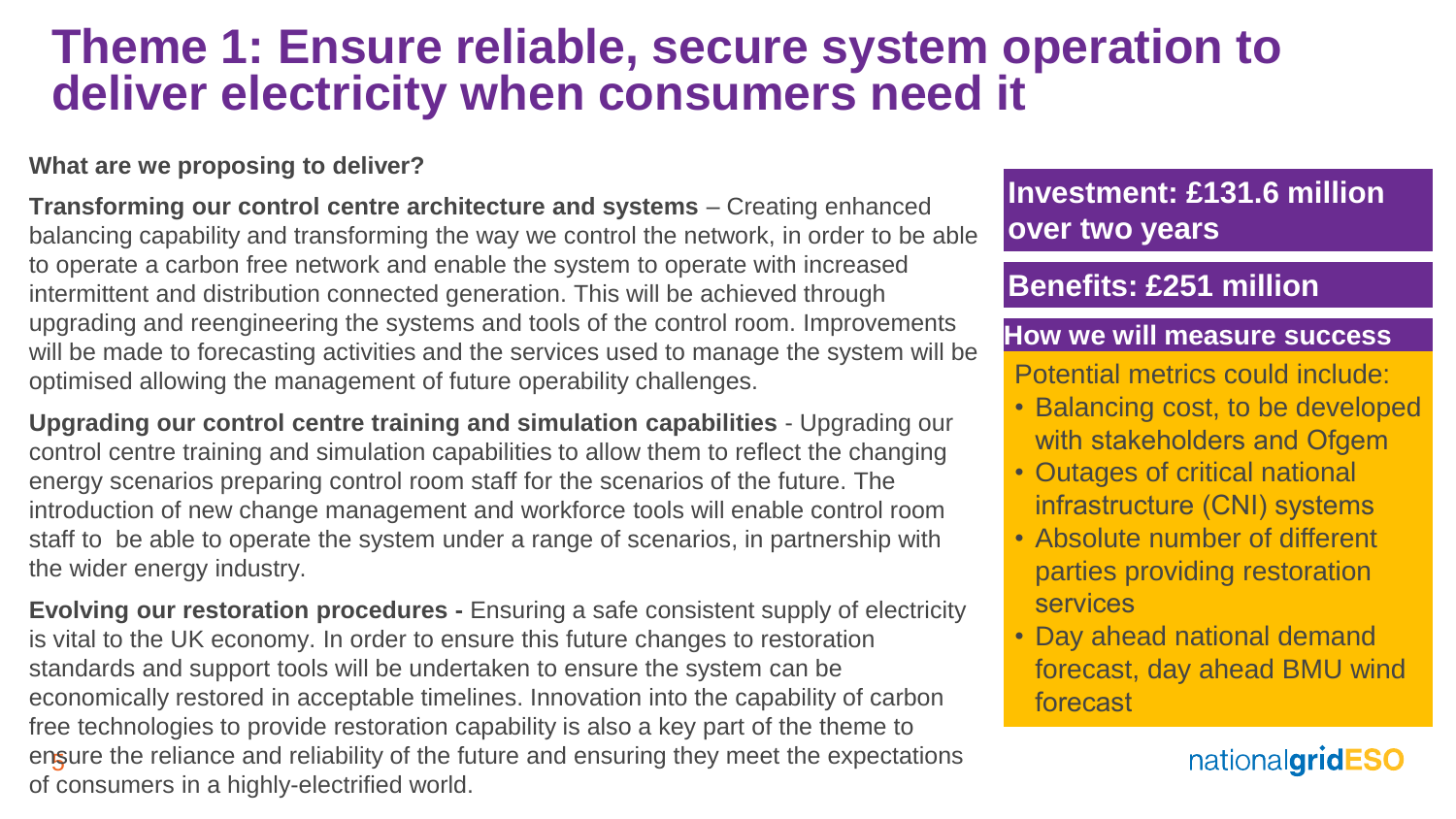# Theme 1: Ensure reliable, secure system operation to deliver electricity when consumers need it

**What are we proposing to deliver?**

**Transforming our control centre architecture and systems** – Creating enhanced balancing capability and transforming the way we control the network, in order to be able to operate a carbon free network and enable the system to operate with increased intermittent and distribution connected generation. This will be achieved through upgrading and reengineering the systems and tools of the control room. Improvements will be made to forecasting activities and the services used to manage the system will be optimised allowing the management of future operability challenges.

**Upgrading our control centre training and simulation capabilities** - Upgrading our control centre training and simulation capabilities to allow them to reflect the changing energy scenarios preparing control room staff for the scenarios of the future. The introduction of new change management and workforce tools will enable control room staff to be able to operate the system under a range of scenarios, in partnership with the wider energy industry.

**Evolving our restoration procedures -** Ensuring a safe consistent supply of electricity is vital to the UK economy. In order to ensure this future changes to restoration standards and support tools will be undertaken to ensure the system can be economically restored in acceptable timelines. Innovation into the capability of carbon free technologies to provide restoration capability is also a key part of the theme to ensure the reliance and reliability of the future and ensuring they meet the expectations of consumers in a highly-electrified world.

**Investment: £131.6 million over two years**

**Benefits: £251 million**

**How we will measure success**

Potential metrics could include:

- Balancing cost, to be developed with stakeholders and Ofgem
- Outages of critical national infrastructure (CNI) systems
- Absolute number of different parties providing restoration services
- Day ahead national demand forecast, day ahead BMU wind forecast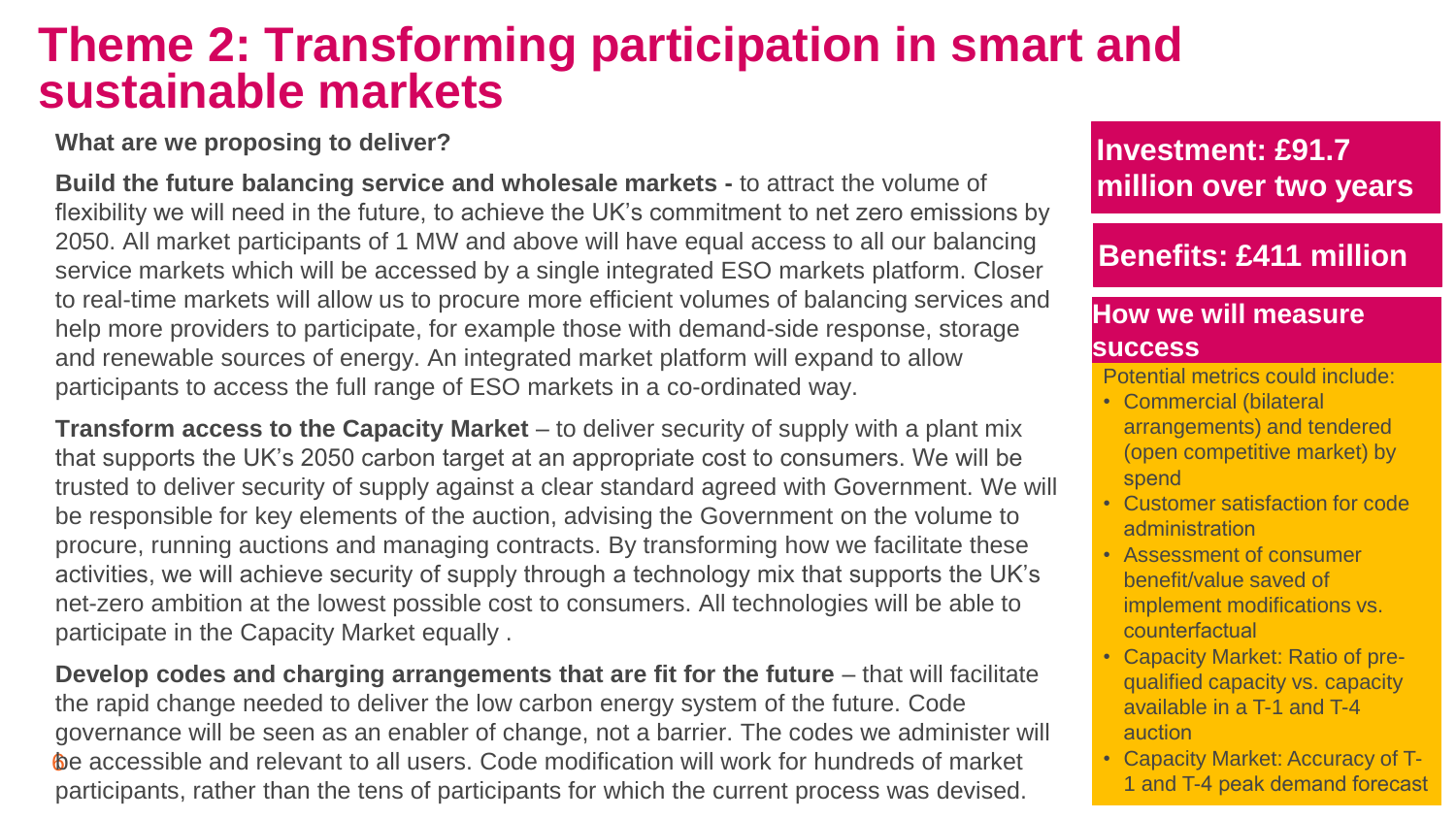# Theme 2: Transforming participation in smart and sustainable markets

**What are we proposing to deliver?**

**Build the future balancing service and wholesale markets -** to attract the volume of flexibility we will need in the future, to achieve the UK's commitment to net zero emissions by 2050. All market participants of 1 MW and above will have equal access to all our balancing service markets which will be accessed by a single integrated ESO markets platform. Closer to real-time markets will allow us to procure more efficient volumes of balancing services and help more providers to participate, for example those with demand-side response, storage and renewable sources of energy. An integrated market platform will expand to allow participants to access the full range of ESO markets in a co-ordinated way.

**Transform access to the Capacity Market** – to deliver security of supply with a plant mix that supports the UK's 2050 carbon target at an appropriate cost to consumers. We will be trusted to deliver security of supply against a clear standard agreed with Government. We will be responsible for key elements of the auction, advising the Government on the volume to procure, running auctions and managing contracts. By transforming how we facilitate these activities, we will achieve security of supply through a technology mix that supports the UK's net-zero ambition at the lowest possible cost to consumers. All technologies will be able to participate in the Capacity Market equally .

**Develop codes and charging arrangements that are fit for the future** – that will facilitate the rapid change needed to deliver the low carbon energy system of the future. Code governance will be seen as an enabler of change, not a barrier. The codes we administer will be accessible and relevant to all users. Code modification will work for hundreds of market participants, rather than the tens of participants for which the current process was devised.

## Investment: £91.7 million over two years

## Benefits: £411 million

## How we will measure success

Potential metrics could include:

- Commercial (bilateral arrangements) and tendered (open competitive market) by spend
- Customer satisfaction for code administration
- Assessment of consumer benefit/value saved of implement modifications vs. counterfactual
- Capacity Market: Ratio of pre-qualified capacity vs. capacity available in a T-1 and T-4 auction
- Capacity Market: Accuracy of T-1 and T-4 peak demand forecast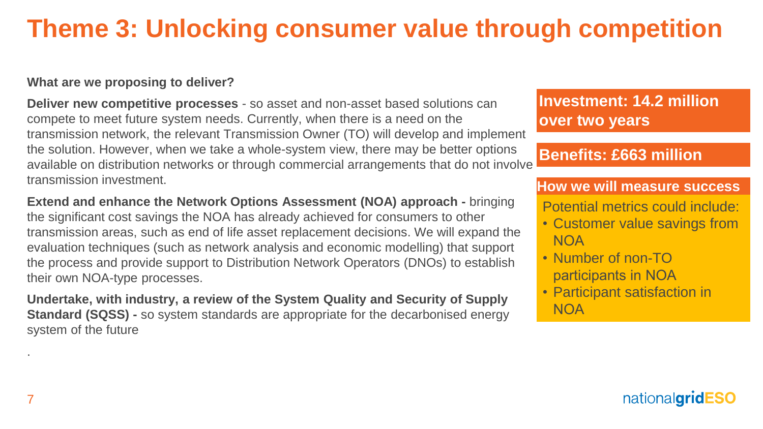# Theme 3: Unlocking consumer value through competition

**What are we proposing to deliver?**

**Deliver new competitive processes** - so asset and non-asset based solutions can compete to meet future system needs. Currently, when there is a need on the transmission network, the relevant Transmission Owner (TO) will develop and implement the solution. However, when we take a whole-system view, there may be better options available on distribution networks or through commercial arrangements that do not involve transmission investment.

**Extend and enhance the Network Options Assessment (NOA) approach -** bringing the significant cost savings the NOA has already achieved for consumers to other transmission areas, such as end of life asset replacement decisions. We will expand the evaluation techniques (such as network analysis and economic modelling) that support the process and provide support to Distribution Network Operators (DNOs) to establish their own NOA-type processes.

**Undertake, with industry, a review of the System Quality and Security of Supply Standard (SQSS) -** so system standards are appropriate for the decarbonised energy system of the future

.

**Investment: 14.2 million over two years**

**Benefits: £663 million**

**How we will measure success**

Potential metrics could include:

- Customer value savings from NOA
- Number of non-TO participants in NOA
- Participant satisfaction in NOA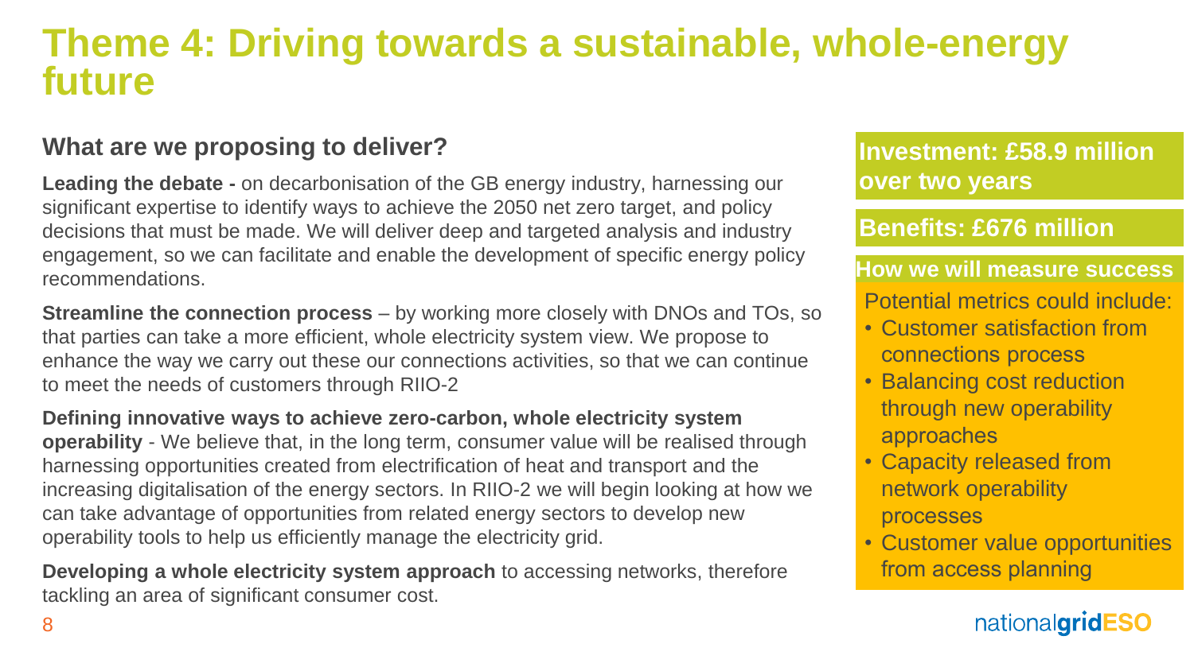# Theme 4: Driving towards a sustainable, whole-energy future

## What are we proposing to deliver?

**Leading the debate -** on decarbonisation of the GB energy industry, harnessing our significant expertise to identify ways to achieve the 2050 net zero target, and policy decisions that must be made. We will deliver deep and targeted analysis and industry engagement, so we can facilitate and enable the development of specific energy policy recommendations.

**Streamline the connection process** – by working more closely with DNOs and TOs, so that parties can take a more efficient, whole electricity system view. We propose to enhance the way we carry out these our connections activities, so that we can continue to meet the needs of customers through RIIO-2

**Defining innovative ways to achieve zero-carbon, whole electricity system operability** - We believe that, in the long term, consumer value will be realised through harnessing opportunities created from electrification of heat and transport and the increasing digitalisation of the energy sectors. In RIIO-2 we will begin looking at how we can take advantage of opportunities from related energy sectors to develop new operability tools to help us efficiently manage the electricity grid.

**Developing a whole electricity system approach** to accessing networks, therefore tackling an area of significant consumer cost.

**Investment: £58.9 million over two years**

**Benefits: £676 million**

**How we will measure success**

Potential metrics could include:

- Customer satisfaction from connections process
- Balancing cost reduction through new operability approaches
- Capacity released from network operability processes
- Customer value opportunities from access planning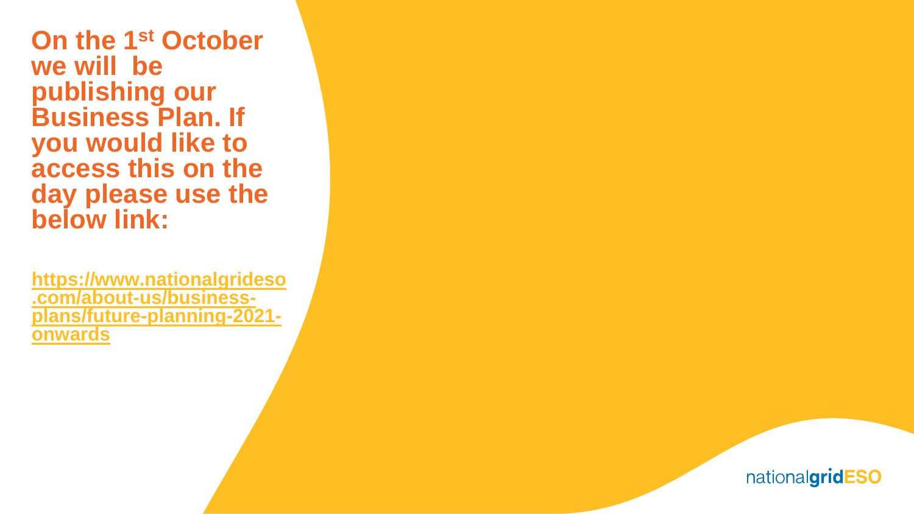**On the 1st October we will be publishing our Business Plan. If you would like to access this on the day please use the below link:**

**https://www.nationalgrideso.com/about-us/business-plans/future-planning-2021-onwards**

nationalgridESO